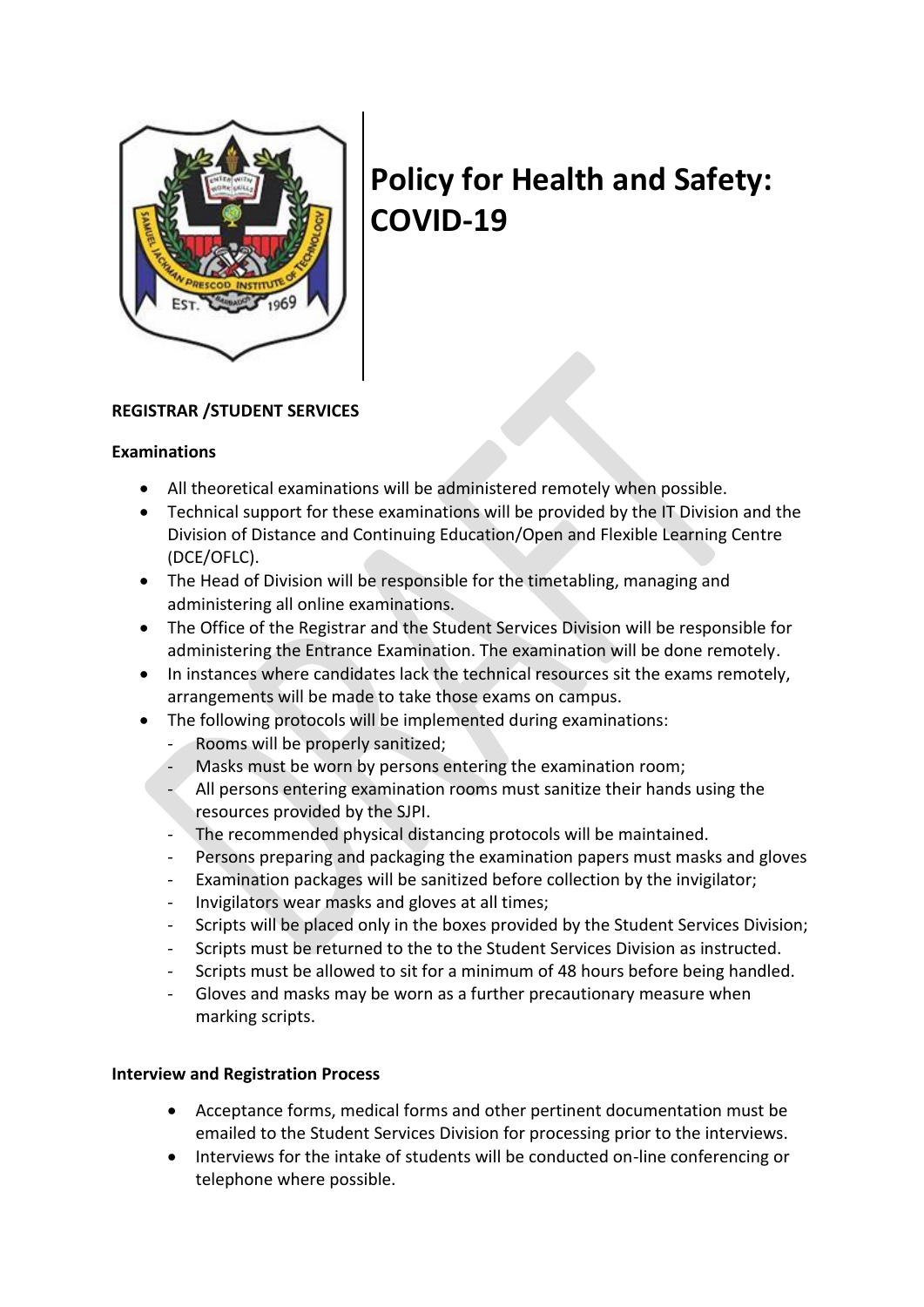# Policy for Health and Safety: COVID-19

**REGISTRAR /STUDENT SERVICES**

**Examinations**

- All theoretical examinations will be administered remotely when possible.
- Technical support for these examinations will be provided by the IT Division and the Division of Distance and Continuing Education/Open and Flexible Learning Centre (DCE/OFLC).
- The Head of Division will be responsible for the timetabling, managing and administering all online examinations.
- The Office of the Registrar and the Student Services Division will be responsible for administering the Entrance Examination. The examination will be done remotely.
- In instances where candidates lack the technical resources sit the exams remotely, arrangements will be made to take those exams on campus.
- The following protocols will be implemented during examinations:
  - Rooms will be properly sanitized;
  - Masks must be worn by persons entering the examination room;
  - All persons entering examination rooms must sanitize their hands using the resources provided by the SJPI.
  - The recommended physical distancing protocols will be maintained.
  - Persons preparing and packaging the examination papers must masks and gloves
  - Examination packages will be sanitized before collection by the invigilator;
  - Invigilators wear masks and gloves at all times;
  - Scripts will be placed only in the boxes provided by the Student Services Division;
  - Scripts must be returned to the to the Student Services Division as instructed.
  - Scripts must be allowed to sit for a minimum of 48 hours before being handled.
  - Gloves and masks may be worn as a further precautionary measure when marking scripts.

**Interview and Registration Process**

- Acceptance forms, medical forms and other pertinent documentation must be emailed to the Student Services Division for processing prior to the interviews.
- Interviews for the intake of students will be conducted on-line conferencing or telephone where possible.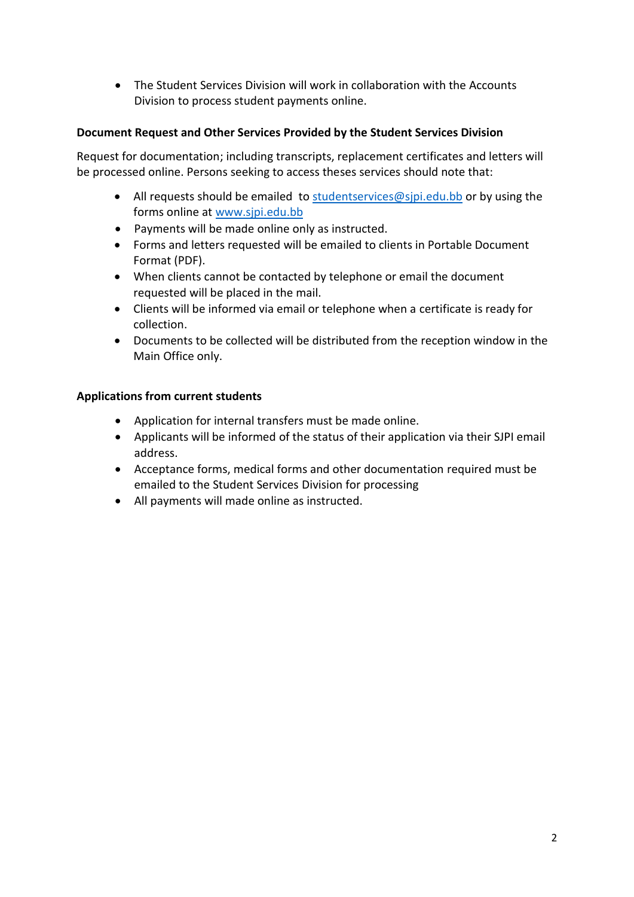- The Student Services Division will work in collaboration with the Accounts Division to process student payments online.

**Document Request and Other Services Provided by the Student Services Division**

Request for documentation; including transcripts, replacement certificates and letters will be processed online. Persons seeking to access theses services should note that:

- All requests should be emailed to studentservices@sjpi.edu.bb or by using the forms online at www.sjpi.edu.bb
- Payments will be made online only as instructed.
- Forms and letters requested will be emailed to clients in Portable Document Format (PDF).
- When clients cannot be contacted by telephone or email the document requested will be placed in the mail.
- Clients will be informed via email or telephone when a certificate is ready for collection.
- Documents to be collected will be distributed from the reception window in the Main Office only.

**Applications from current students**

- Application for internal transfers must be made online.
- Applicants will be informed of the status of their application via their SJPI email address.
- Acceptance forms, medical forms and other documentation required must be emailed to the Student Services Division for processing
- All payments will made online as instructed.